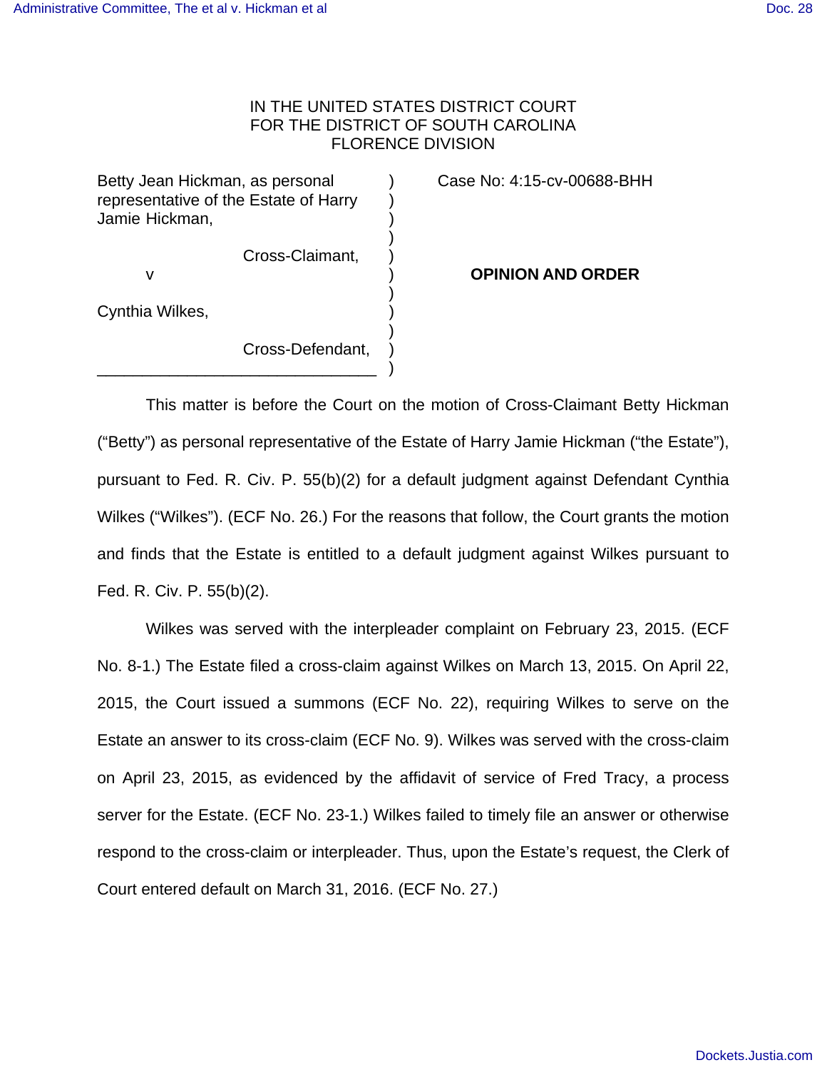IN THE UNITED STATES DISTRICT COURT
FOR THE DISTRICT OF SOUTH CAROLINA
FLORENCE DIVISION

| | | |
|---|---|---|
| Betty Jean Hickman, as personal representative of the Estate of Harry Jamie Hickman,<br><br>Cross-Claimant,<br><br>v<br><br>Cynthia Wilkes,<br><br>Cross-Defendant, | ) | Case No: 4:15-cv-00688-BHH<br><br>**OPINION AND ORDER** |

This matter is before the Court on the motion of Cross-Claimant Betty Hickman ("Betty") as personal representative of the Estate of Harry Jamie Hickman ("the Estate"), pursuant to Fed. R. Civ. P. 55(b)(2) for a default judgment against Defendant Cynthia Wilkes ("Wilkes"). (ECF No. 26.) For the reasons that follow, the Court grants the motion and finds that the Estate is entitled to a default judgment against Wilkes pursuant to Fed. R. Civ. P. 55(b)(2).

Wilkes was served with the interpleader complaint on February 23, 2015. (ECF No. 8-1.) The Estate filed a cross-claim against Wilkes on March 13, 2015. On April 22, 2015, the Court issued a summons (ECF No. 22), requiring Wilkes to serve on the Estate an answer to its cross-claim (ECF No. 9). Wilkes was served with the cross-claim on April 23, 2015, as evidenced by the affidavit of service of Fred Tracy, a process server for the Estate. (ECF No. 23-1.) Wilkes failed to timely file an answer or otherwise respond to the cross-claim or interpleader. Thus, upon the Estate's request, the Clerk of Court entered default on March 31, 2016. (ECF No. 27.)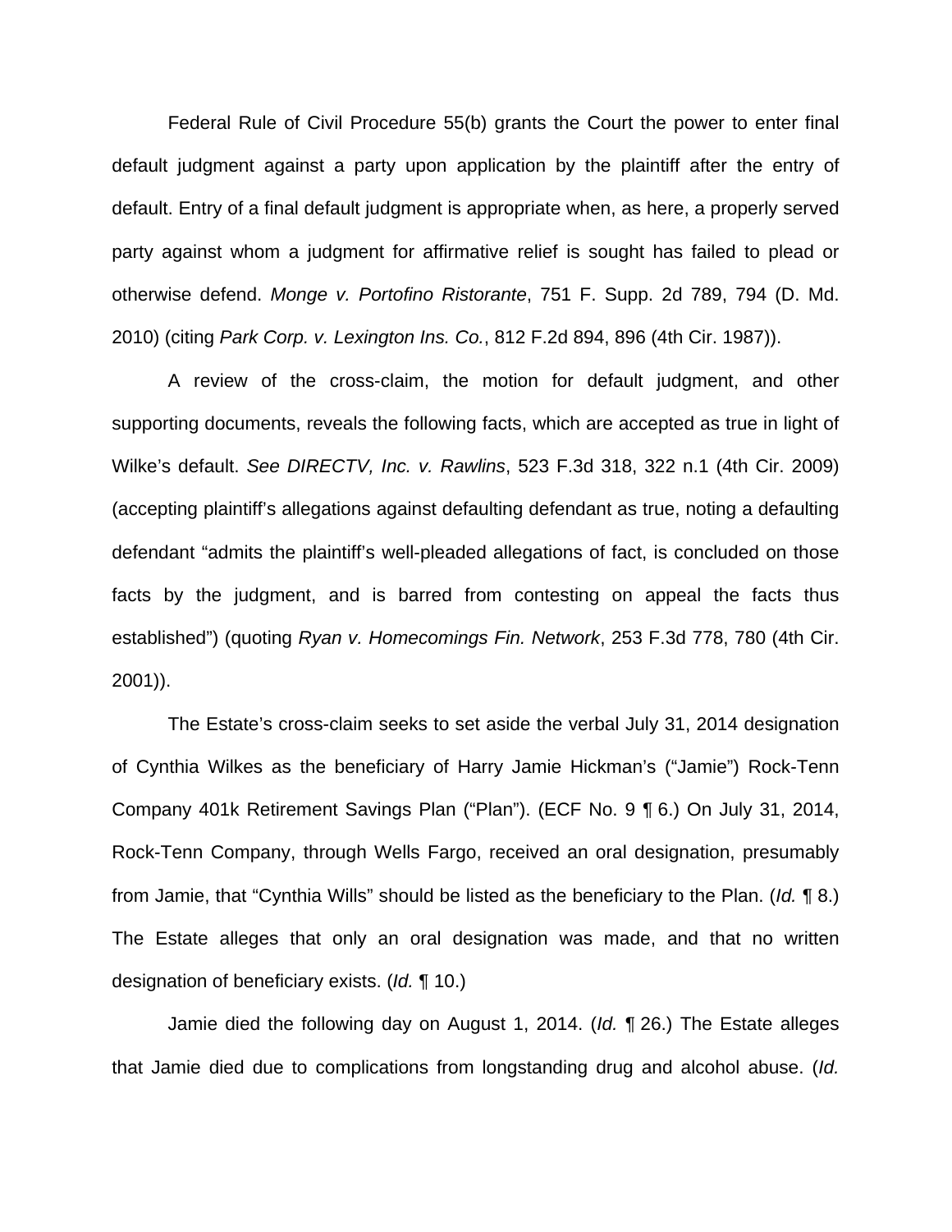Federal Rule of Civil Procedure 55(b) grants the Court the power to enter final default judgment against a party upon application by the plaintiff after the entry of default. Entry of a final default judgment is appropriate when, as here, a properly served party against whom a judgment for affirmative relief is sought has failed to plead or otherwise defend. *Monge v. Portofino Ristorante*, 751 F. Supp. 2d 789, 794 (D. Md. 2010) (citing *Park Corp. v. Lexington Ins. Co.*, 812 F.2d 894, 896 (4th Cir. 1987)).

A review of the cross-claim, the motion for default judgment, and other supporting documents, reveals the following facts, which are accepted as true in light of Wilke's default. *See DIRECTV, Inc. v. Rawlins*, 523 F.3d 318, 322 n.1 (4th Cir. 2009) (accepting plaintiff's allegations against defaulting defendant as true, noting a defaulting defendant "admits the plaintiff's well-pleaded allegations of fact, is concluded on those facts by the judgment, and is barred from contesting on appeal the facts thus established") (quoting *Ryan v. Homecomings Fin. Network*, 253 F.3d 778, 780 (4th Cir. 2001)).

The Estate's cross-claim seeks to set aside the verbal July 31, 2014 designation of Cynthia Wilkes as the beneficiary of Harry Jamie Hickman's ("Jamie") Rock-Tenn Company 401k Retirement Savings Plan ("Plan"). (ECF No. 9 ¶ 6.) On July 31, 2014, Rock-Tenn Company, through Wells Fargo, received an oral designation, presumably from Jamie, that "Cynthia Wills" should be listed as the beneficiary to the Plan. (*Id.* ¶ 8.) The Estate alleges that only an oral designation was made, and that no written designation of beneficiary exists. (*Id.* ¶ 10.)

Jamie died the following day on August 1, 2014. (*Id.* ¶ 26.) The Estate alleges that Jamie died due to complications from longstanding drug and alcohol abuse. (*Id.*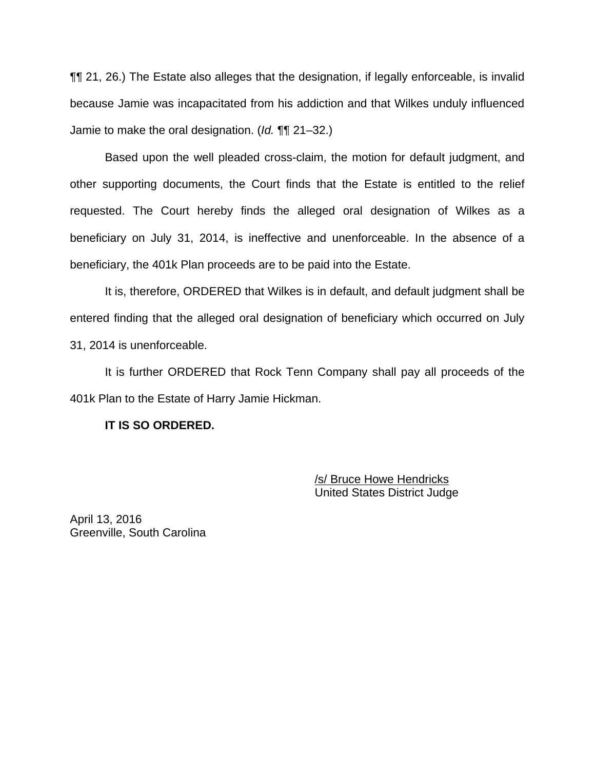¶¶ 21, 26.) The Estate also alleges that the designation, if legally enforceable, is invalid because Jamie was incapacitated from his addiction and that Wilkes unduly influenced Jamie to make the oral designation. (*Id.* ¶¶ 21–32.)

Based upon the well pleaded cross-claim, the motion for default judgment, and other supporting documents, the Court finds that the Estate is entitled to the relief requested. The Court hereby finds the alleged oral designation of Wilkes as a beneficiary on July 31, 2014, is ineffective and unenforceable. In the absence of a beneficiary, the 401k Plan proceeds are to be paid into the Estate.

It is, therefore, ORDERED that Wilkes is in default, and default judgment shall be entered finding that the alleged oral designation of beneficiary which occurred on July 31, 2014 is unenforceable.

It is further ORDERED that Rock Tenn Company shall pay all proceeds of the 401k Plan to the Estate of Harry Jamie Hickman.

**IT IS SO ORDERED.**

/s/ Bruce Howe Hendricks
United States District Judge

April 13, 2016
Greenville, South Carolina